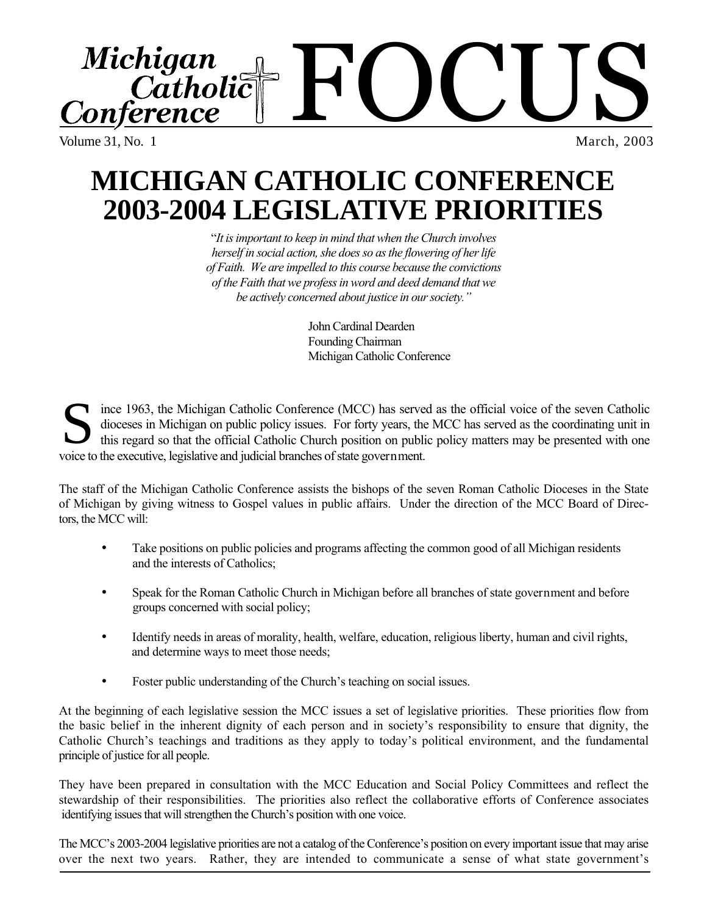# Michigan Catholic Conference FOCUS

Volume 31, No. 1 — March, 2003

# MICHIGAN CATHOLIC CONFERENCE 2003-2004 LEGISLATIVE PRIORITIES

"*It is important to keep in mind that when the Church involves herself in social action, she does so as the flowering of her life of Faith. We are impelled to this course because the convictions of the Faith that we profess in word and deed demand that we be actively concerned about justice in our society.*"

John Cardinal Dearden
Founding Chairman
Michigan Catholic Conference

Since 1963, the Michigan Catholic Conference (MCC) has served as the official voice of the seven Catholic dioceses in Michigan on public policy issues. For forty years, the MCC has served as the coordinating unit in this regard so that the official Catholic Church position on public policy matters may be presented with one voice to the executive, legislative and judicial branches of state government.

The staff of the Michigan Catholic Conference assists the bishops of the seven Roman Catholic Dioceses in the State of Michigan by giving witness to Gospel values in public affairs. Under the direction of the MCC Board of Directors, the MCC will:

- Take positions on public policies and programs affecting the common good of all Michigan residents and the interests of Catholics;
- Speak for the Roman Catholic Church in Michigan before all branches of state government and before groups concerned with social policy;
- Identify needs in areas of morality, health, welfare, education, religious liberty, human and civil rights, and determine ways to meet those needs;
- Foster public understanding of the Church's teaching on social issues.

At the beginning of each legislative session the MCC issues a set of legislative priorities. These priorities flow from the basic belief in the inherent dignity of each person and in society's responsibility to ensure that dignity, the Catholic Church's teachings and traditions as they apply to today's political environment, and the fundamental principle of justice for all people.

They have been prepared in consultation with the MCC Education and Social Policy Committees and reflect the stewardship of their responsibilities. The priorities also reflect the collaborative efforts of Conference associates identifying issues that will strengthen the Church's position with one voice.

The MCC's 2003-2004 legislative priorities are not a catalog of the Conference's position on every important issue that may arise over the next two years. Rather, they are intended to communicate a sense of what state government's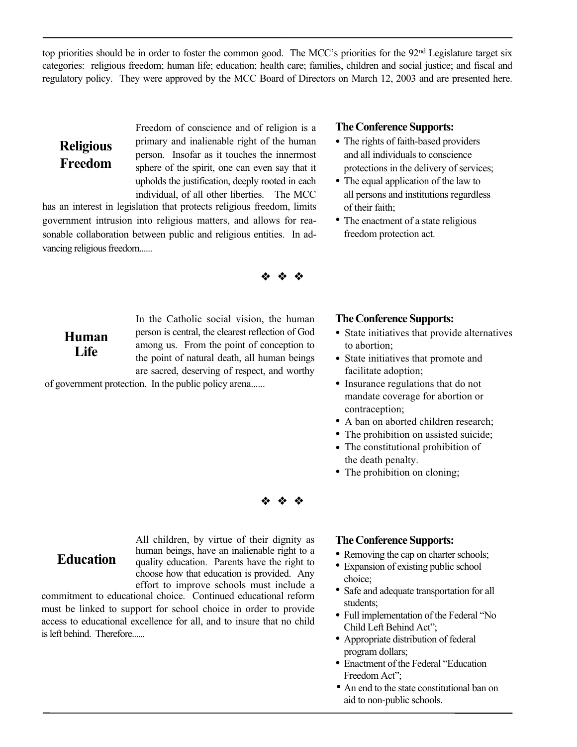top priorities should be in order to foster the common good. The MCC's priorities for the 92nd Legislature target six categories: religious freedom; human life; education; health care; families, children and social justice; and fiscal and regulatory policy. They were approved by the MCC Board of Directors on March 12, 2003 and are presented here.

## Religious Freedom

Freedom of conscience and of religion is a primary and inalienable right of the human person. Insofar as it touches the innermost sphere of the spirit, one can even say that it upholds the justification, deeply rooted in each individual, of all other liberties. The MCC has an interest in legislation that protects religious freedom, limits government intrusion into religious matters, and allows for reasonable collaboration between public and religious entities. In advancing religious freedom......

**The Conference Supports:**

- The rights of faith-based providers and all individuals to conscience protections in the delivery of services;
- The equal application of the law to all persons and institutions regardless of their faith;
- The enactment of a state religious freedom protection act.

❖ ❖ ❖

## Human Life

In the Catholic social vision, the human person is central, the clearest reflection of God among us. From the point of conception to the point of natural death, all human beings are sacred, deserving of respect, and worthy of government protection. In the public policy arena......

**The Conference Supports:**

- State initiatives that provide alternatives to abortion;
- State initiatives that promote and facilitate adoption;
- Insurance regulations that do not mandate coverage for abortion or contraception;
- A ban on aborted children research;
- The prohibition on assisted suicide;
- The constitutional prohibition of the death penalty.
- The prohibition on cloning;

❖ ❖ ❖

## Education

All children, by virtue of their dignity as human beings, have an inalienable right to a quality education. Parents have the right to choose how that education is provided. Any effort to improve schools must include a commitment to educational choice. Continued educational reform must be linked to support for school choice in order to provide access to educational excellence for all, and to insure that no child is left behind. Therefore......

**The Conference Supports:**

- Removing the cap on charter schools;
- Expansion of existing public school choice;
- Safe and adequate transportation for all students;
- Full implementation of the Federal "No Child Left Behind Act";
- Appropriate distribution of federal program dollars;
- Enactment of the Federal "Education Freedom Act";
- An end to the state constitutional ban on aid to non-public schools.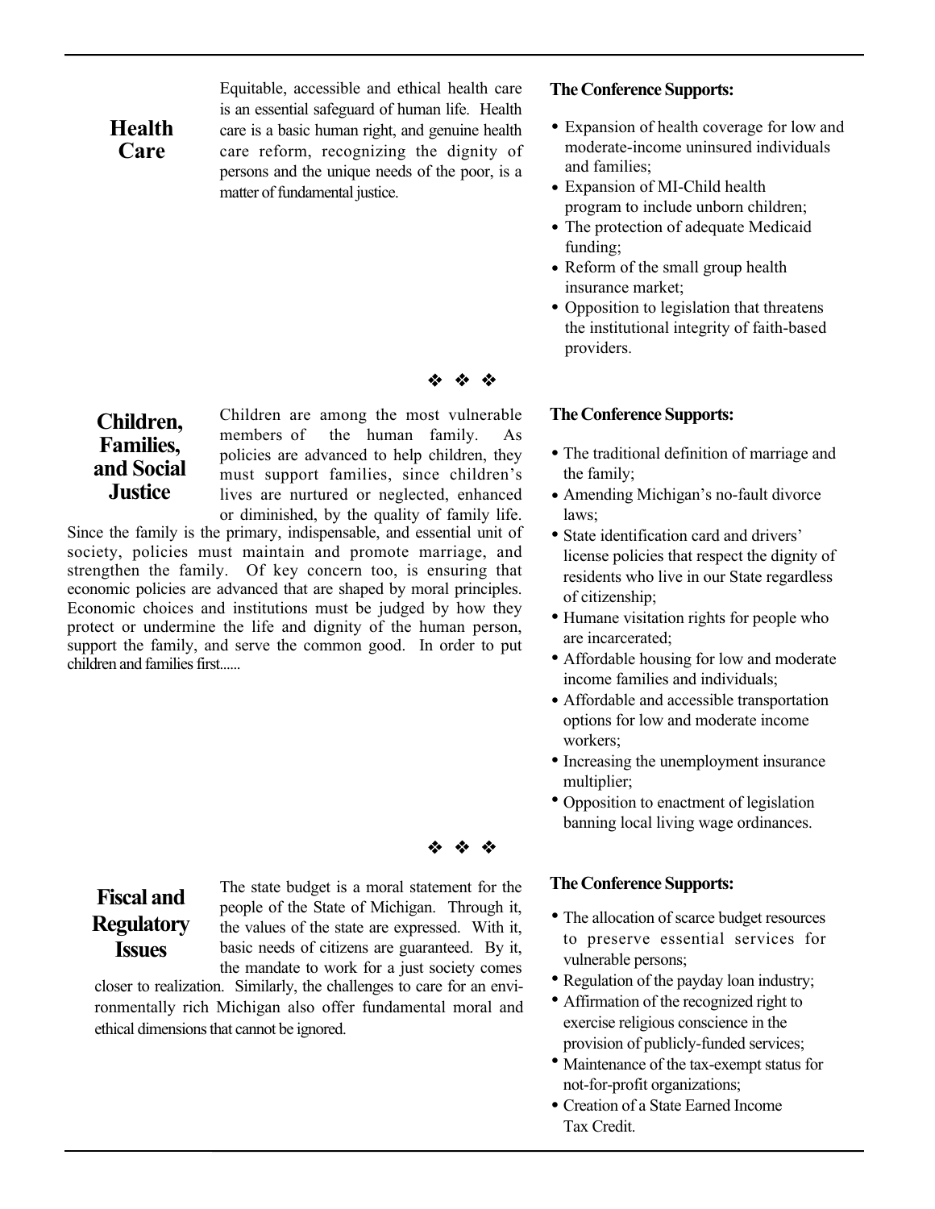## Health Care

Equitable, accessible and ethical health care is an essential safeguard of human life. Health care is a basic human right, and genuine health care reform, recognizing the dignity of persons and the unique needs of the poor, is a matter of fundamental justice.

**The Conference Supports:**

- Expansion of health coverage for low and moderate-income uninsured individuals and families;
- Expansion of MI-Child health program to include unborn children;
- The protection of adequate Medicaid funding;
- Reform of the small group health insurance market;
- Opposition to legislation that threatens the institutional integrity of faith-based providers.

❖ ❖ ❖

## Children, Families, and Social Justice

Children are among the most vulnerable members of the human family. As policies are advanced to help children, they must support families, since children's lives are nurtured or neglected, enhanced or diminished, by the quality of family life. Since the family is the primary, indispensable, and essential unit of society, policies must maintain and promote marriage, and strengthen the family. Of key concern too, is ensuring that economic policies are advanced that are shaped by moral principles. Economic choices and institutions must be judged by how they protect or undermine the life and dignity of the human person, support the family, and serve the common good. In order to put children and families first......

**The Conference Supports:**

- The traditional definition of marriage and the family;
- Amending Michigan's no-fault divorce laws;
- State identification card and drivers' license policies that respect the dignity of residents who live in our State regardless of citizenship;
- Humane visitation rights for people who are incarcerated;
- Affordable housing for low and moderate income families and individuals;
- Affordable and accessible transportation options for low and moderate income workers;
- Increasing the unemployment insurance multiplier;
- Opposition to enactment of legislation banning local living wage ordinances.

❖ ❖ ❖

## Fiscal and Regulatory Issues

The state budget is a moral statement for the people of the State of Michigan. Through it, the values of the state are expressed. With it, basic needs of citizens are guaranteed. By it, the mandate to work for a just society comes closer to realization. Similarly, the challenges to care for an environmentally rich Michigan also offer fundamental moral and ethical dimensions that cannot be ignored.

**The Conference Supports:**

- The allocation of scarce budget resources to preserve essential services for vulnerable persons;
- Regulation of the payday loan industry;
- Affirmation of the recognized right to exercise religious conscience in the provision of publicly-funded services;
- Maintenance of the tax-exempt status for not-for-profit organizations;
- Creation of a State Earned Income Tax Credit.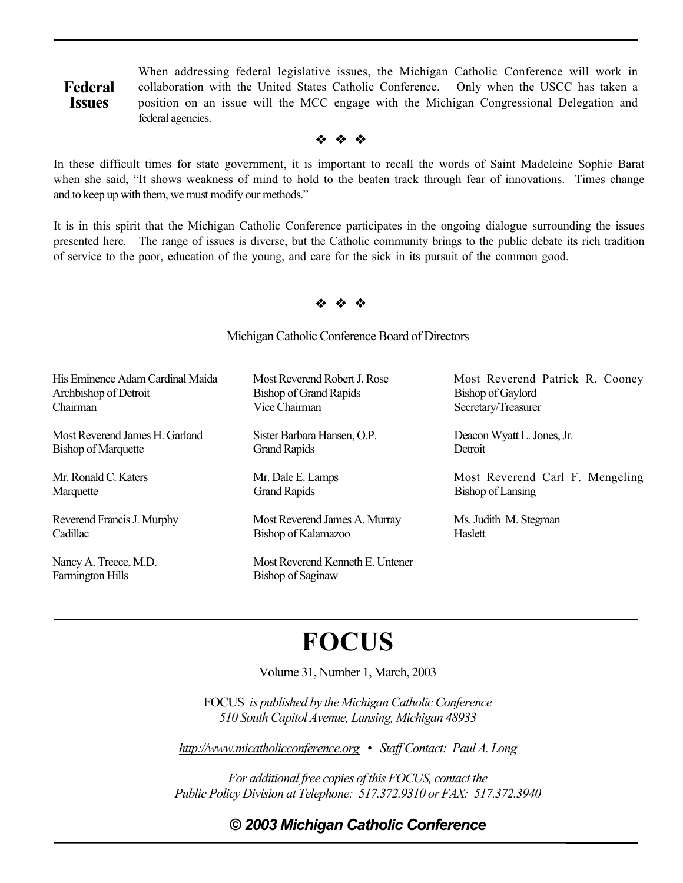**Federal Issues**

When addressing federal legislative issues, the Michigan Catholic Conference will work in collaboration with the United States Catholic Conference. Only when the USCC has taken a position on an issue will the MCC engage with the Michigan Congressional Delegation and federal agencies.

❖ ❖ ❖

In these difficult times for state government, it is important to recall the words of Saint Madeleine Sophie Barat when she said, "It shows weakness of mind to hold to the beaten track through fear of innovations. Times change and to keep up with them, we must modify our methods."

It is in this spirit that the Michigan Catholic Conference participates in the ongoing dialogue surrounding the issues presented here. The range of issues is diverse, but the Catholic community brings to the public debate its rich tradition of service to the poor, education of the young, and care for the sick in its pursuit of the common good.

❖ ❖ ❖

Michigan Catholic Conference Board of Directors

His Eminence Adam Cardinal Maida
Archbishop of Detroit
Chairman

Most Reverend Robert J. Rose
Bishop of Grand Rapids
Vice Chairman

Most Reverend Patrick R. Cooney
Bishop of Gaylord
Secretary/Treasurer

Most Reverend James H. Garland
Bishop of Marquette

Sister Barbara Hansen, O.P.
Grand Rapids

Deacon Wyatt L. Jones, Jr.
Detroit

Mr. Ronald C. Katers
Marquette

Mr. Dale E. Lamps
Grand Rapids

Most Reverend Carl F. Mengeling
Bishop of Lansing

Reverend Francis J. Murphy
Cadillac

Most Reverend James A. Murray
Bishop of Kalamazoo

Ms. Judith M. Stegman
Haslett

Nancy A. Treece, M.D.
Farmington Hills

Most Reverend Kenneth E. Untener
Bishop of Saginaw

# FOCUS

Volume 31, Number 1, March, 2003

FOCUS *is published by the Michigan Catholic Conference*
*510 South Capitol Avenue, Lansing, Michigan 48933*

http://www.micatholicconference.org • *Staff Contact: Paul A. Long*

*For additional free copies of this FOCUS, contact the*
*Public Policy Division at Telephone: 517.372.9310 or FAX: 517.372.3940*

***© 2003 Michigan Catholic Conference***